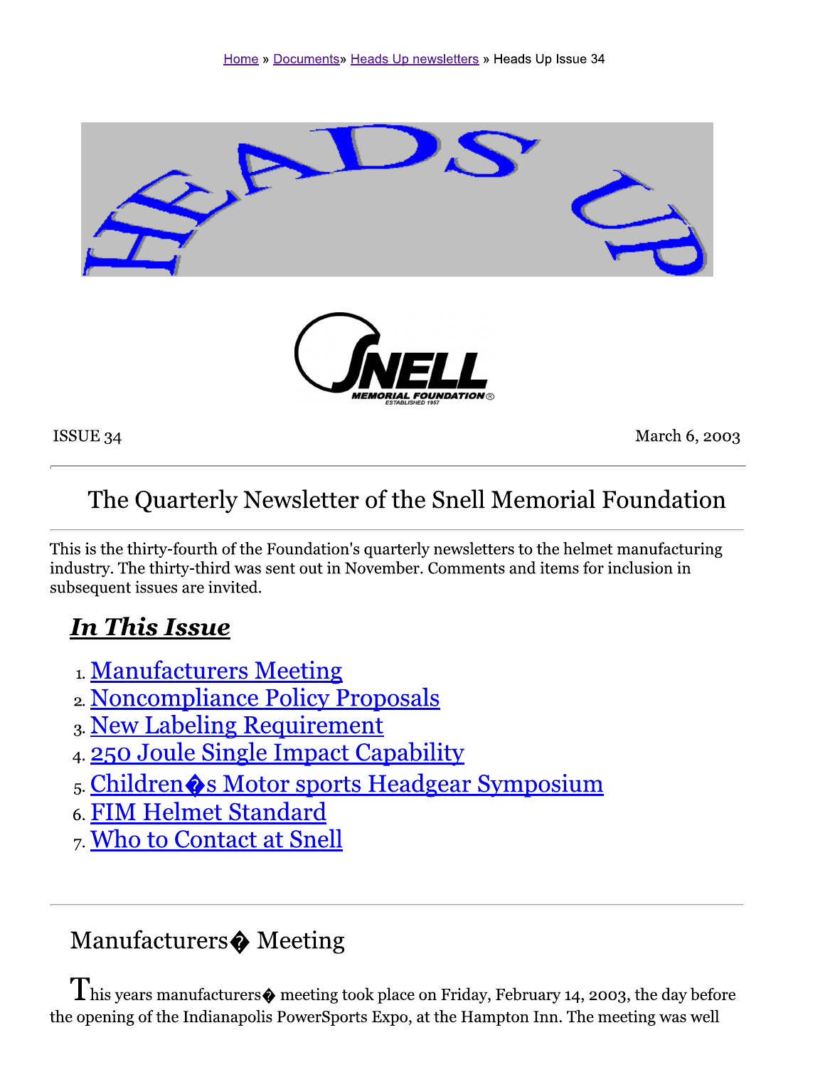Home » Documents» Heads Up newsletters » Heads Up Issue 34

HEADS UP

SNELL MEMORIAL FOUNDATION ESTABLISHED 1957

ISSUE 34

March 6, 2003

# The Quarterly Newsletter of the Snell Memorial Foundation

This is the thirty-fourth of the Foundation's quarterly newsletters to the helmet manufacturing industry. The thirty-third was sent out in November. Comments and items for inclusion in subsequent issues are invited.

## *In This Issue*

1. Manufacturers Meeting
2. Noncompliance Policy Proposals
3. New Labeling Requirement
4. 250 Joule Single Impact Capability
5. Children�s Motor sports Headgear Symposium
6. FIM Helmet Standard
7. Who to Contact at Snell

## Manufacturers� Meeting

This years manufacturers� meeting took place on Friday, February 14, 2003, the day before the opening of the Indianapolis PowerSports Expo, at the Hampton Inn. The meeting was well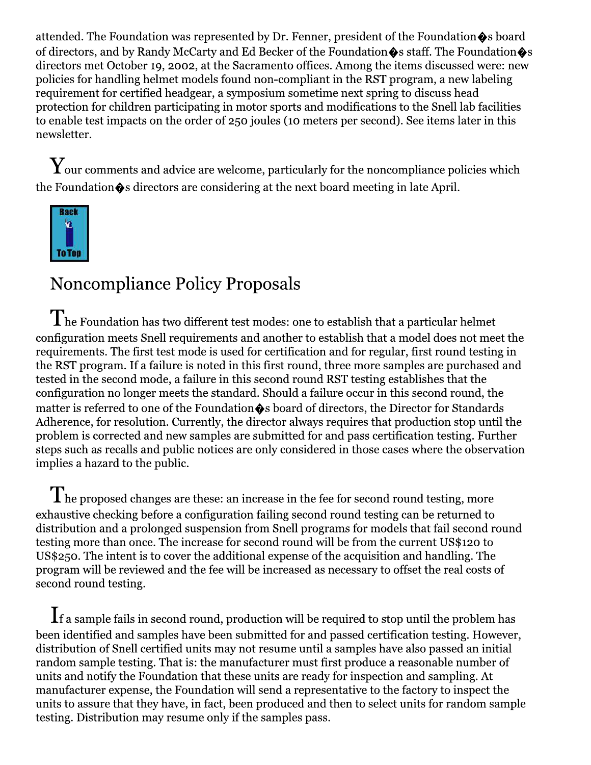attended. The Foundation was represented by Dr. Fenner, president of the Foundation�s board of directors, and by Randy McCarty and Ed Becker of the Foundation�s staff. The Foundation�s directors met October 19, 2002, at the Sacramento offices. Among the items discussed were: new policies for handling helmet models found non-compliant in the RST program, a new labeling requirement for certified headgear, a symposium sometime next spring to discuss head protection for children participating in motor sports and modifications to the Snell lab facilities to enable test impacts on the order of 250 joules (10 meters per second). See items later in this newsletter.

Your comments and advice are welcome, particularly for the noncompliance policies which the Foundation�s directors are considering at the next board meeting in late April.

Back To Top

## Noncompliance Policy Proposals

The Foundation has two different test modes: one to establish that a particular helmet configuration meets Snell requirements and another to establish that a model does not meet the requirements. The first test mode is used for certification and for regular, first round testing in the RST program. If a failure is noted in this first round, three more samples are purchased and tested in the second mode, a failure in this second round RST testing establishes that the configuration no longer meets the standard. Should a failure occur in this second round, the matter is referred to one of the Foundation�s board of directors, the Director for Standards Adherence, for resolution. Currently, the director always requires that production stop until the problem is corrected and new samples are submitted for and pass certification testing. Further steps such as recalls and public notices are only considered in those cases where the observation implies a hazard to the public.

The proposed changes are these: an increase in the fee for second round testing, more exhaustive checking before a configuration failing second round testing can be returned to distribution and a prolonged suspension from Snell programs for models that fail second round testing more than once. The increase for second round will be from the current US$120 to US$250. The intent is to cover the additional expense of the acquisition and handling. The program will be reviewed and the fee will be increased as necessary to offset the real costs of second round testing.

If a sample fails in second round, production will be required to stop until the problem has been identified and samples have been submitted for and passed certification testing. However, distribution of Snell certified units may not resume until a samples have also passed an initial random sample testing. That is: the manufacturer must first produce a reasonable number of units and notify the Foundation that these units are ready for inspection and sampling. At manufacturer expense, the Foundation will send a representative to the factory to inspect the units to assure that they have, in fact, been produced and then to select units for random sample testing. Distribution may resume only if the samples pass.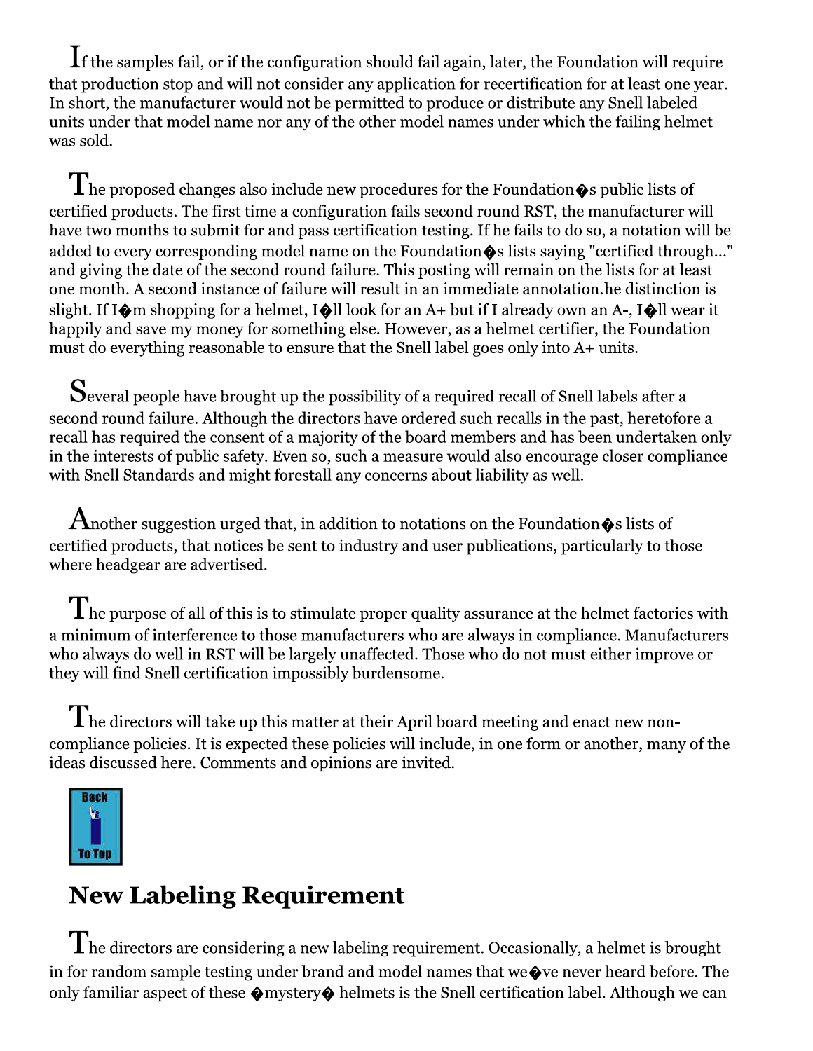If the samples fail, or if the configuration should fail again, later, the Foundation will require that production stop and will not consider any application for recertification for at least one year. In short, the manufacturer would not be permitted to produce or distribute any Snell labeled units under that model name nor any of the other model names under which the failing helmet was sold.

The proposed changes also include new procedures for the Foundation�s public lists of certified products. The first time a configuration fails second round RST, the manufacturer will have two months to submit for and pass certification testing. If he fails to do so, a notation will be added to every corresponding model name on the Foundation�s lists saying "certified through..." and giving the date of the second round failure. This posting will remain on the lists for at least one month. A second instance of failure will result in an immediate annotation.he distinction is slight. If I�m shopping for a helmet, I�ll look for an A+ but if I already own an A-, I�ll wear it happily and save my money for something else. However, as a helmet certifier, the Foundation must do everything reasonable to ensure that the Snell label goes only into A+ units.

Several people have brought up the possibility of a required recall of Snell labels after a second round failure. Although the directors have ordered such recalls in the past, heretofore a recall has required the consent of a majority of the board members and has been undertaken only in the interests of public safety. Even so, such a measure would also encourage closer compliance with Snell Standards and might forestall any concerns about liability as well.

Another suggestion urged that, in addition to notations on the Foundation�s lists of certified products, that notices be sent to industry and user publications, particularly to those where headgear are advertised.

The purpose of all of this is to stimulate proper quality assurance at the helmet factories with a minimum of interference to those manufacturers who are always in compliance. Manufacturers who always do well in RST will be largely unaffected. Those who do not must either improve or they will find Snell certification impossibly burdensome.

The directors will take up this matter at their April board meeting and enact new non-compliance policies. It is expected these policies will include, in one form or another, many of the ideas discussed here. Comments and opinions are invited.

Back To Top

## New Labeling Requirement

The directors are considering a new labeling requirement. Occasionally, a helmet is brought in for random sample testing under brand and model names that we�ve never heard before. The only familiar aspect of these �mystery� helmets is the Snell certification label. Although we can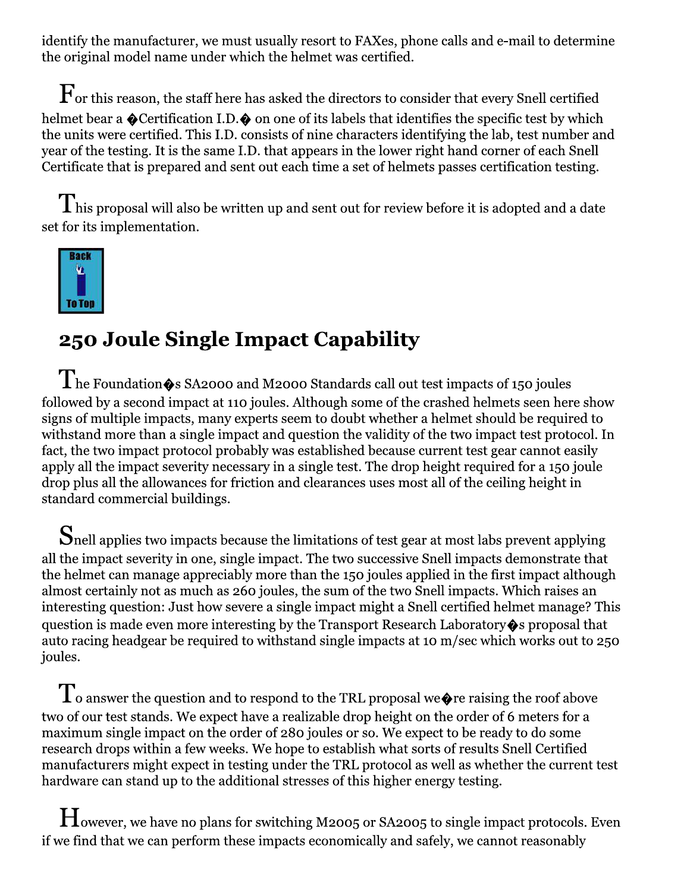identify the manufacturer, we must usually resort to FAXes, phone calls and e-mail to determine the original model name under which the helmet was certified.

For this reason, the staff here has asked the directors to consider that every Snell certified helmet bear a �Certification I.D.� on one of its labels that identifies the specific test by which the units were certified. This I.D. consists of nine characters identifying the lab, test number and year of the testing. It is the same I.D. that appears in the lower right hand corner of each Snell Certificate that is prepared and sent out each time a set of helmets passes certification testing.

This proposal will also be written up and sent out for review before it is adopted and a date set for its implementation.

Back To Top

## 250 Joule Single Impact Capability

The Foundation�s SA2000 and M2000 Standards call out test impacts of 150 joules followed by a second impact at 110 joules. Although some of the crashed helmets seen here show signs of multiple impacts, many experts seem to doubt whether a helmet should be required to withstand more than a single impact and question the validity of the two impact test protocol. In fact, the two impact protocol probably was established because current test gear cannot easily apply all the impact severity necessary in a single test. The drop height required for a 150 joule drop plus all the allowances for friction and clearances uses most all of the ceiling height in standard commercial buildings.

Snell applies two impacts because the limitations of test gear at most labs prevent applying all the impact severity in one, single impact. The two successive Snell impacts demonstrate that the helmet can manage appreciably more than the 150 joules applied in the first impact although almost certainly not as much as 260 joules, the sum of the two Snell impacts. Which raises an interesting question: Just how severe a single impact might a Snell certified helmet manage? This question is made even more interesting by the Transport Research Laboratory�s proposal that auto racing headgear be required to withstand single impacts at 10 m/sec which works out to 250 joules.

To answer the question and to respond to the TRL proposal we�re raising the roof above two of our test stands. We expect have a realizable drop height on the order of 6 meters for a maximum single impact on the order of 280 joules or so. We expect to be ready to do some research drops within a few weeks. We hope to establish what sorts of results Snell Certified manufacturers might expect in testing under the TRL protocol as well as whether the current test hardware can stand up to the additional stresses of this higher energy testing.

However, we have no plans for switching M2005 or SA2005 to single impact protocols. Even if we find that we can perform these impacts economically and safely, we cannot reasonably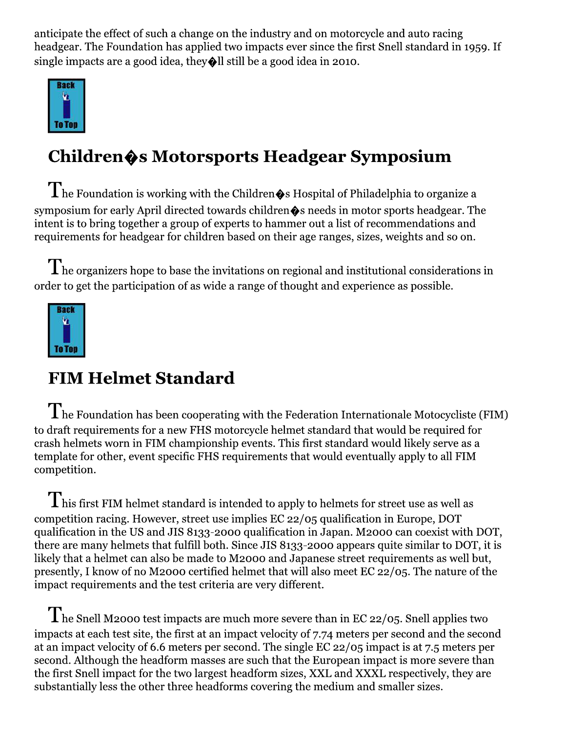anticipate the effect of such a change on the industry and on motorcycle and auto racing headgear. The Foundation has applied two impacts ever since the first Snell standard in 1959. If single impacts are a good idea, they�ll still be a good idea in 2010.

## Children�s Motorsports Headgear Symposium

The Foundation is working with the Children�s Hospital of Philadelphia to organize a symposium for early April directed towards children�s needs in motor sports headgear. The intent is to bring together a group of experts to hammer out a list of recommendations and requirements for headgear for children based on their age ranges, sizes, weights and so on.

The organizers hope to base the invitations on regional and institutional considerations in order to get the participation of as wide a range of thought and experience as possible.

## FIM Helmet Standard

The Foundation has been cooperating with the Federation Internationale Motocycliste (FIM) to draft requirements for a new FHS motorcycle helmet standard that would be required for crash helmets worn in FIM championship events. This first standard would likely serve as a template for other, event specific FHS requirements that would eventually apply to all FIM competition.

This first FIM helmet standard is intended to apply to helmets for street use as well as competition racing. However, street use implies EC 22/05 qualification in Europe, DOT qualification in the US and JIS 8133-2000 qualification in Japan. M2000 can coexist with DOT, there are many helmets that fulfill both. Since JIS 8133-2000 appears quite similar to DOT, it is likely that a helmet can also be made to M2000 and Japanese street requirements as well but, presently, I know of no M2000 certified helmet that will also meet EC 22/05. The nature of the impact requirements and the test criteria are very different.

The Snell M2000 test impacts are much more severe than in EC 22/05. Snell applies two impacts at each test site, the first at an impact velocity of 7.74 meters per second and the second at an impact velocity of 6.6 meters per second. The single EC 22/05 impact is at 7.5 meters per second. Although the headform masses are such that the European impact is more severe than the first Snell impact for the two largest headform sizes, XXL and XXXL respectively, they are substantially less the other three headforms covering the medium and smaller sizes.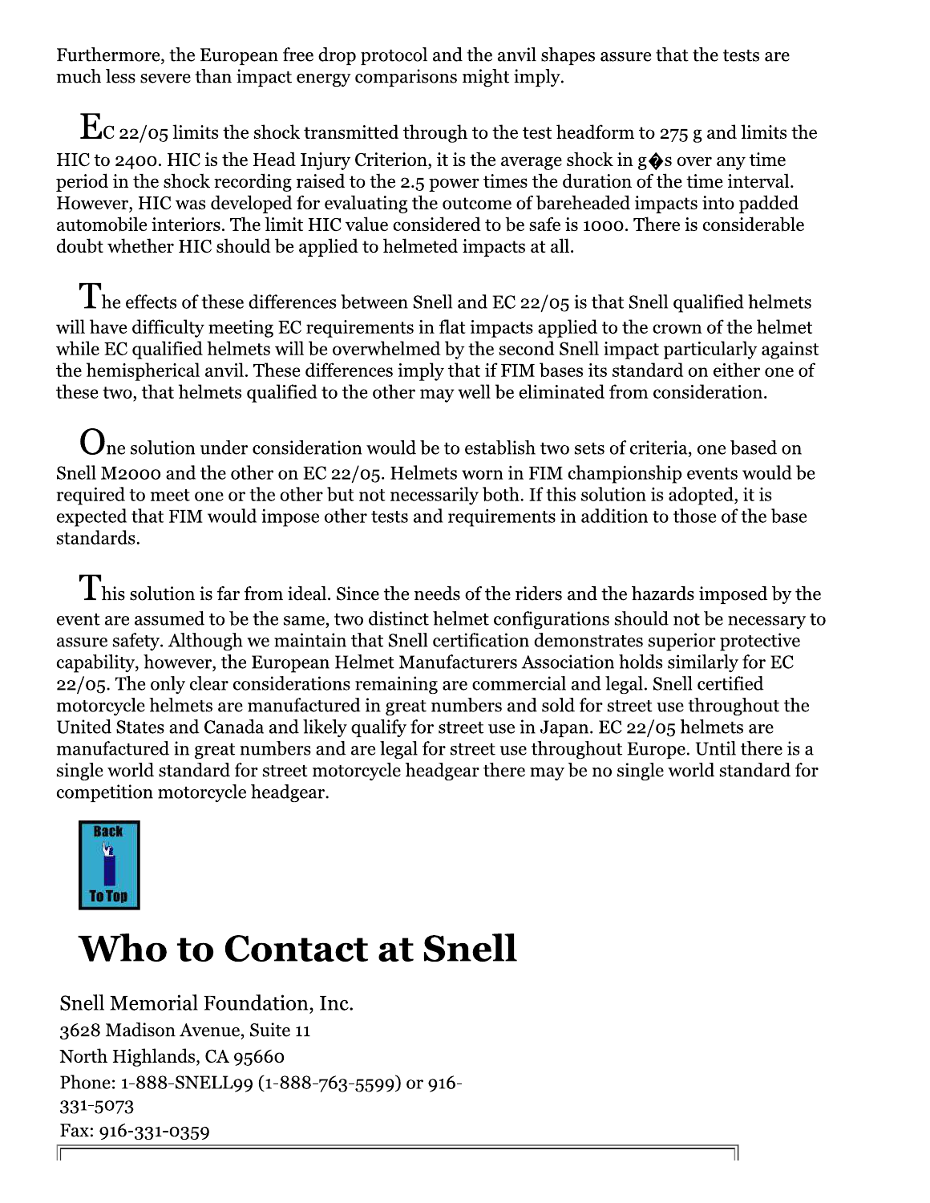Furthermore, the European free drop protocol and the anvil shapes assure that the tests are much less severe than impact energy comparisons might imply.

EC 22/05 limits the shock transmitted through to the test headform to 275 g and limits the HIC to 2400. HIC is the Head Injury Criterion, it is the average shock in g�s over any time period in the shock recording raised to the 2.5 power times the duration of the time interval. However, HIC was developed for evaluating the outcome of bareheaded impacts into padded automobile interiors. The limit HIC value considered to be safe is 1000. There is considerable doubt whether HIC should be applied to helmeted impacts at all.

The effects of these differences between Snell and EC 22/05 is that Snell qualified helmets will have difficulty meeting EC requirements in flat impacts applied to the crown of the helmet while EC qualified helmets will be overwhelmed by the second Snell impact particularly against the hemispherical anvil. These differences imply that if FIM bases its standard on either one of these two, that helmets qualified to the other may well be eliminated from consideration.

One solution under consideration would be to establish two sets of criteria, one based on Snell M2000 and the other on EC 22/05. Helmets worn in FIM championship events would be required to meet one or the other but not necessarily both. If this solution is adopted, it is expected that FIM would impose other tests and requirements in addition to those of the base standards.

This solution is far from ideal. Since the needs of the riders and the hazards imposed by the event are assumed to be the same, two distinct helmet configurations should not be necessary to assure safety. Although we maintain that Snell certification demonstrates superior protective capability, however, the European Helmet Manufacturers Association holds similarly for EC 22/05. The only clear considerations remaining are commercial and legal. Snell certified motorcycle helmets are manufactured in great numbers and sold for street use throughout the United States and Canada and likely qualify for street use in Japan. EC 22/05 helmets are manufactured in great numbers and are legal for street use throughout Europe. Until there is a single world standard for street motorcycle headgear there may be no single world standard for competition motorcycle headgear.

Back To Top

# Who to Contact at Snell

Snell Memorial Foundation, Inc.
3628 Madison Avenue, Suite 11
North Highlands, CA 95660
Phone: 1-888-SNELL99 (1-888-763-5599) or 916-331-5073
Fax: 916-331-0359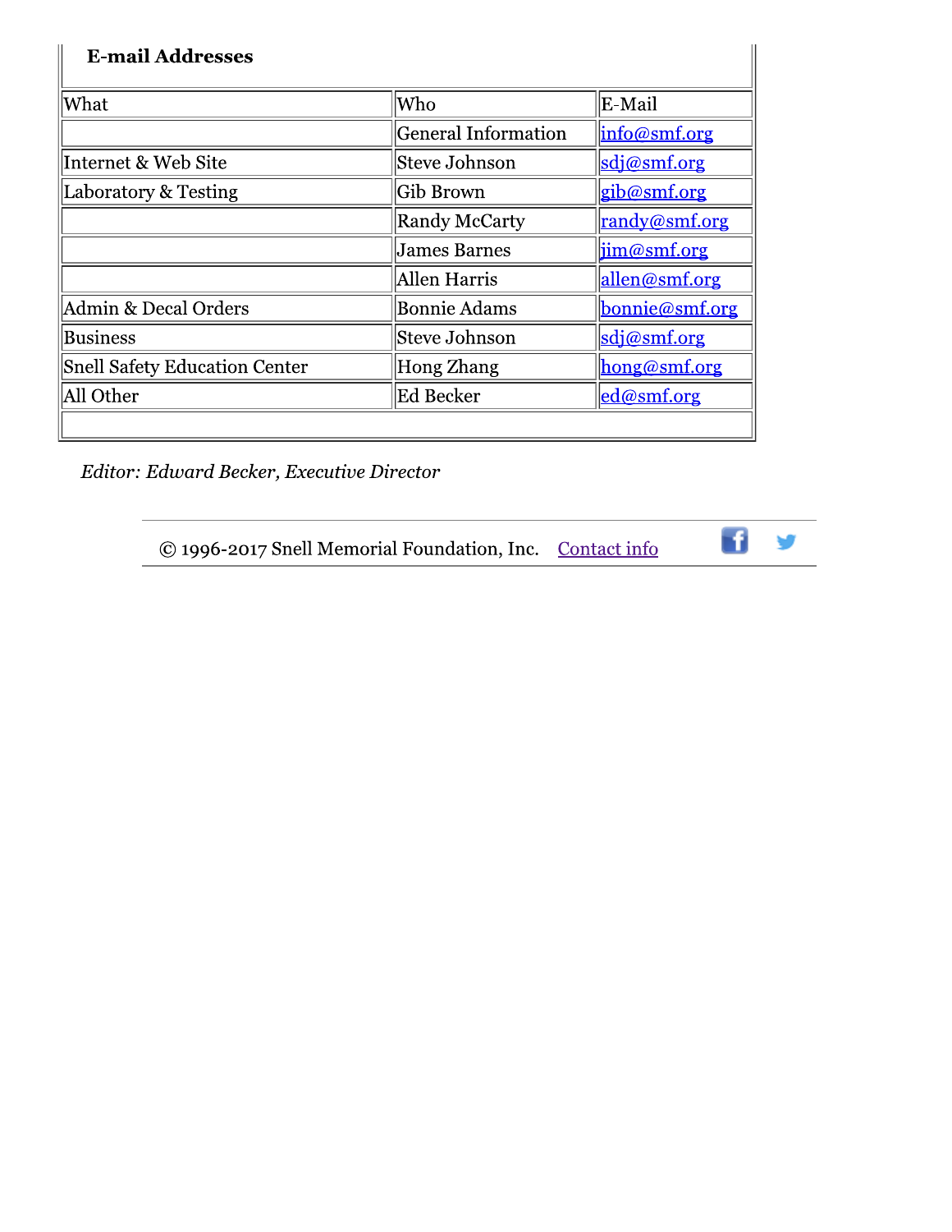**E-mail Addresses**

| What | Who | E-Mail |
|---|---|---|
| | General Information | info@smf.org |
| Internet & Web Site | Steve Johnson | sdj@smf.org |
| Laboratory & Testing | Gib Brown | gib@smf.org |
| | Randy McCarty | randy@smf.org |
| | James Barnes | jim@smf.org |
| | Allen Harris | allen@smf.org |
| Admin & Decal Orders | Bonnie Adams | bonnie@smf.org |
| Business | Steve Johnson | sdj@smf.org |
| Snell Safety Education Center | Hong Zhang | hong@smf.org |
| All Other | Ed Becker | ed@smf.org |

*Editor: Edward Becker, Executive Director*

© 1996-2017 Snell Memorial Foundation, Inc. Contact info